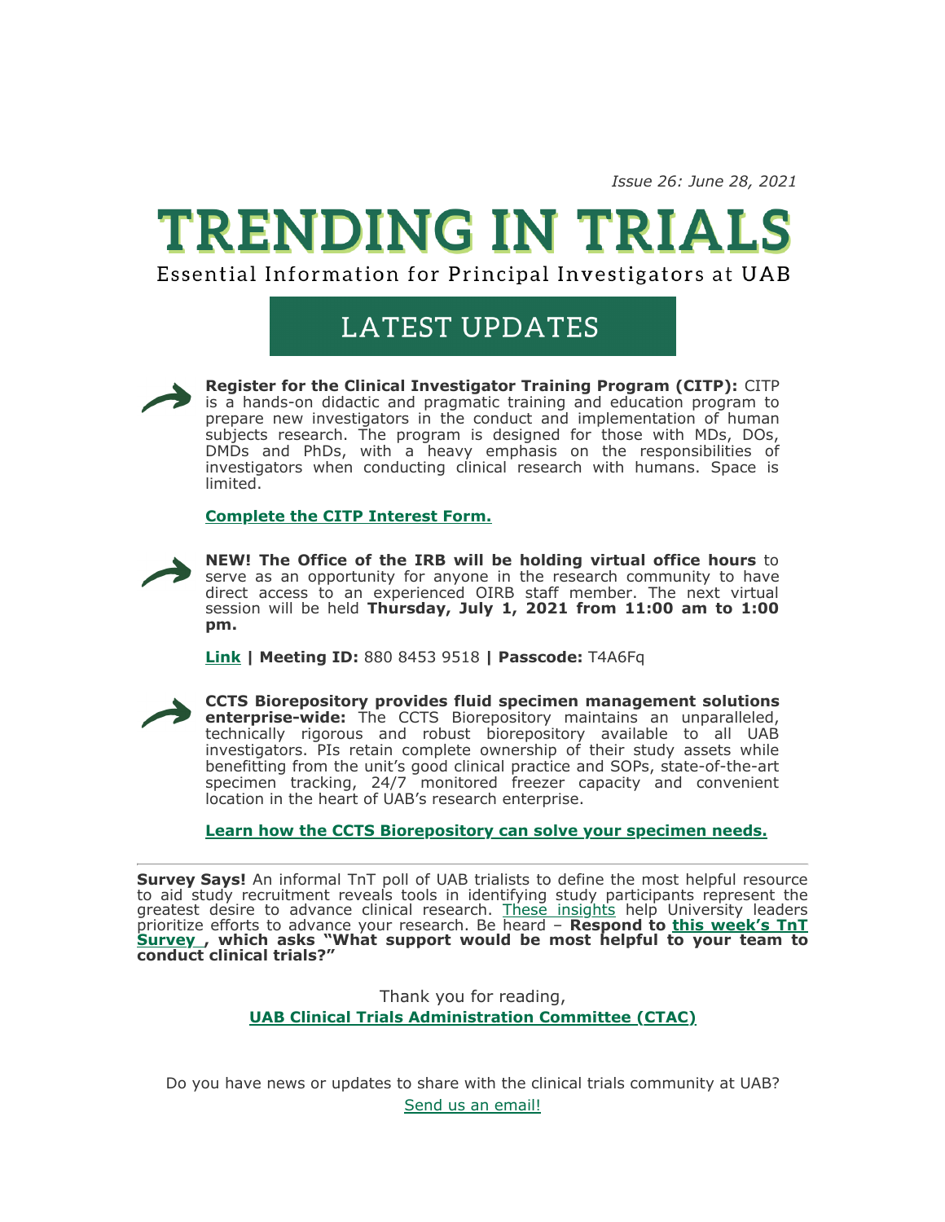*Issue 26: June 28, 2021*

# TRENDING IN TRIALS

Essential Information for Principal Investigators at UAB

## LATEST UPDATES

**Register for the Clinical Investigator Training Program (CITP):** CITP is a hands-on didactic and pragmatic training and education program to prepare new investigators in the conduct and implementation of human subjects research. The program is designed for those with MDs, DOs, DMDs and PhDs, with a heavy emphasis on the responsibilities of investigators when conducting clinical research with humans. Space is limited.

**Complete the CITP Interest Form.**

**NEW! The Office of the IRB will be holding virtual office hours** to serve as an opportunity for anyone in the research community to have direct access to an experienced OIRB staff member. The next virtual session will be held **Thursday, July 1, 2021 from 11:00 am to 1:00 pm.**

**Link** | **Meeting ID:** 880 8453 9518 | **Passcode:** T4A6Fq

**CCTS Biorepository provides fluid specimen management solutions enterprise-wide:** The CCTS Biorepository maintains an unparalleled, technically rigorous and robust biorepository available to all UAB investigators. PIs retain complete ownership of their study assets while benefitting from the unit's good clinical practice and SOPs, state-of-the-art specimen tracking, 24/7 monitored freezer capacity and convenient location in the heart of UAB's research enterprise.

**Learn how the CCTS Biorepository can solve your specimen needs.**

---

**Survey Says!** An informal TnT poll of UAB trialists to define the most helpful resource to aid study recruitment reveals tools in identifying study participants represent the greatest desire to advance clinical research. These insights help University leaders prioritize efforts to advance your research. Be heard – **Respond to this week's TnT Survey , which asks "What support would be most helpful to your team to conduct clinical trials?"**

Thank you for reading,
**UAB Clinical Trials Administration Committee (CTAC)**

Do you have news or updates to share with the clinical trials community at UAB?
Send us an email!